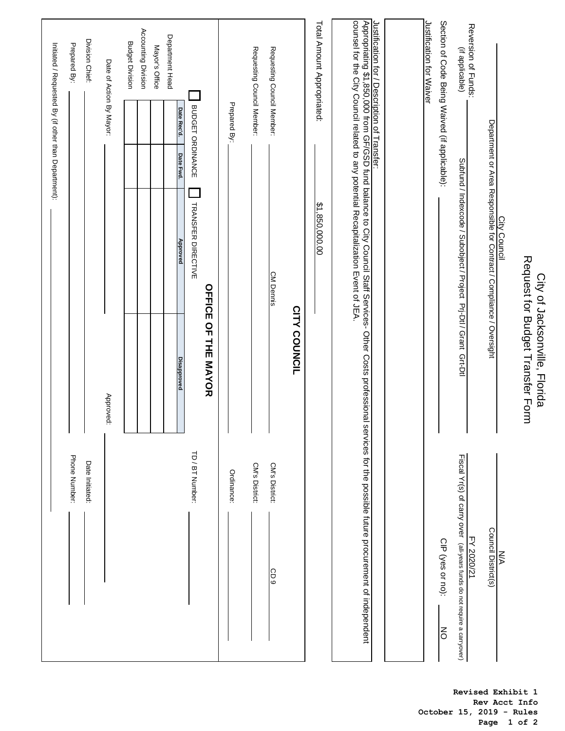# City of Jacksonville, Florida
## Request for Budget Transfer Form

City Council | N/A
---|---
Department or Area Responsible for Contract / Compliance / Oversight | Council District(s)

Reversion of Funds: (if applicable) ________ Subfund / Indexcode / Subobject / Project Prj-Dtl / Grant Grt-Dtl

Fiscal Yr(s) of carry over (all-years funds do not require a carryover) FY 2020/21

Section of Code Being Waived (if applicable): ________ CIP (yes or no): NO

Justification for Waiver

Justification for / Description of Transfer:

Appropriating $1,850,000 from GF/GSD fund balance to City Council Staff Services- Other Costs professional services for the possible future procurement of independent counsel for the City Council related to any potential Recapitalization Event of JEA.

Total Amount Appropriated: $1,850,000.00

## CITY COUNCIL

Requesting Council Member: CM Dennis CM's District: CD 9

Requesting Council Member: ________ CM's District: ________

Prepared By: ________ Ordinance: ________

## OFFICE OF THE MAYOR

☐ BUDGET ORDINANCE ☐ TRANSFER DIRECTIVE TD / BT Number: ________

| | Date Rec'd. | Date Fwd. | Approved | Disapproved |
|---|---|---|---|---|
| Department Head | | | | |
| Mayor's Office | | | | |
| Accounting Division | | | | |
| Budget Division | | | | |

Date of Action By Mayor: ________ Approved: ________

Division Chief: ________ Date Initiated: ________

Prepared By: ________ Phone Number: ________

Initiated / Requested By (if other than Department): ________

Revised Exhibit 1
Rev Acct Info
October 15, 2019 - Rules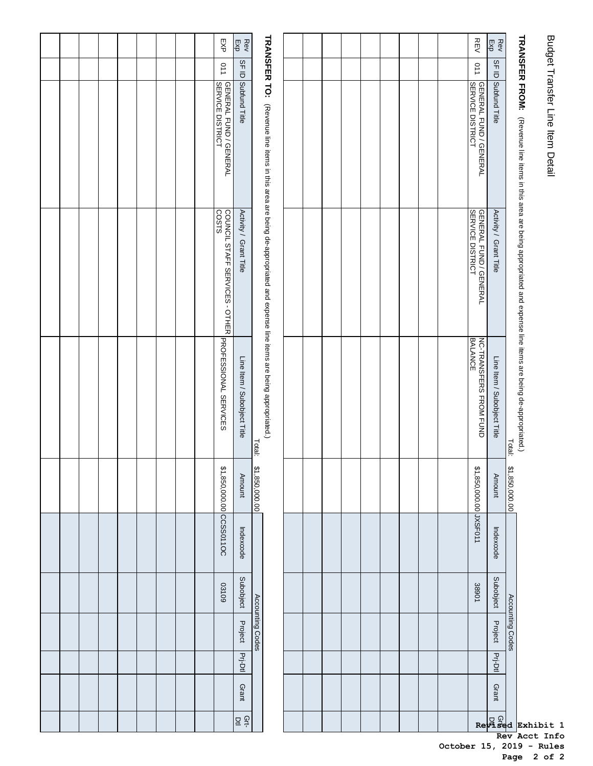# Budget Transfer Line Item Detail

**TRANSFER FROM:** (Revenue line items in this area are being appropriated and expense line items are being de-appropriated.)

Total: $1,850,000.00

| Rev Exp | SF ID | Subfund Title | Activity / Grant Title | Line Item / Subobject Title | Amount | Accounting Codes | | | | | |
|---|---|---|---|---|---|---|---|---|---|---|---|
| | | | | | | Indexcode | Subobject | Project | Prj-Dtl | Grant | Grt-Dtl |
| REV | 011 | GENERAL FUND / GENERAL SERVICE DISTRICT | GENERAL FUND / GENERAL SERVICE DISTRICT | NC-TRANSFERS FROM FUND BALANCE | $1,850,000.00 | JXSF011 | 38901 | | | | |

**TRANSFER TO:** (Revenue line items in this area are being de-appropriated and expense line items are being appropriated.)

Total: $1,850,000.00

| Rev Exp | SF ID | Subfund Title | Activity / Grant Title | Line Item / Subobject Title | Amount | Accounting Codes | | | | | |
|---|---|---|---|---|---|---|---|---|---|---|---|
| | | | | | | Indexcode | Subobject | Project | Prj-Dtl | Grant | Grt-Dtl |
| EXP | 011 | GENERAL FUND / GENERAL SERVICE DISTRICT | COUNCIL STAFF SERVICES - OTHER COSTS | PROFESSIONAL SERVICES | $1,850,000.00 | CCSS011OC | 03109 | | | | |

Revised Exhibit 1
Rev Acct Info
October 15, 2019 - Rules